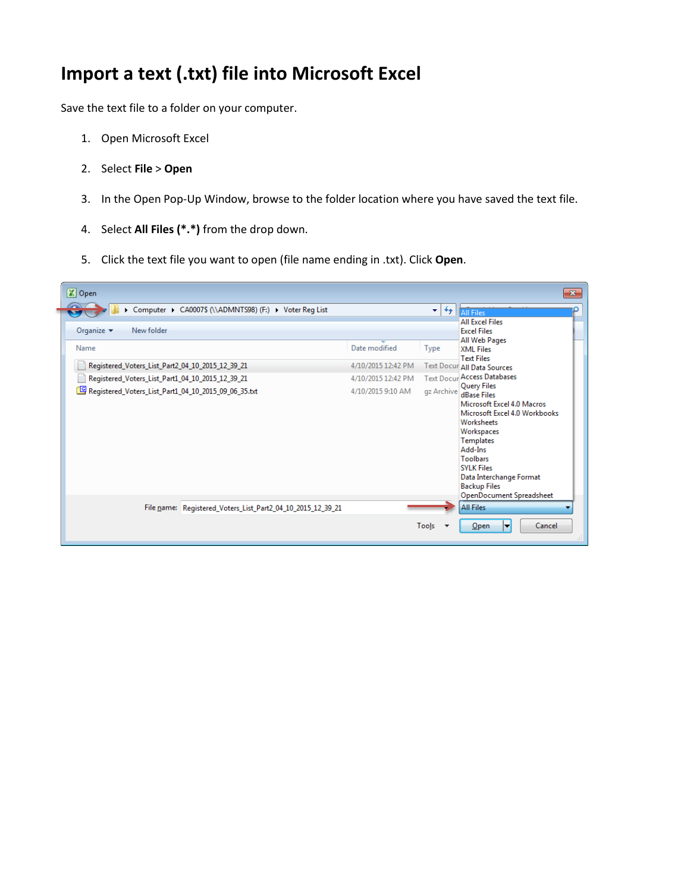# Import a text (.txt) file into Microsoft Excel

Save the text file to a folder on your computer.

1. Open Microsoft Excel
2. Select **File** > **Open**
3. In the Open Pop-Up Window, browse to the folder location where you have saved the text file.
4. Select **All Files (*.*)** from the drop down.
5. Click the text file you want to open (file name ending in .txt). Click **Open**.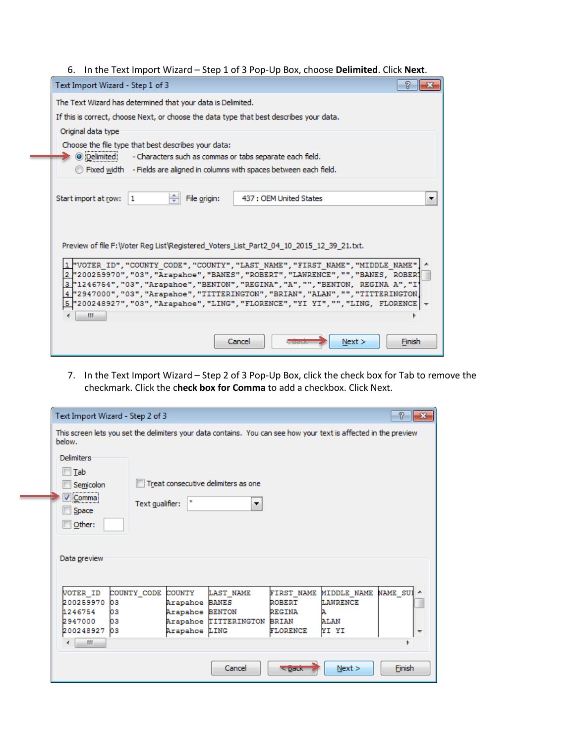6. In the Text Import Wizard – Step 1 of 3 Pop-Up Box, choose **Delimited**. Click **Next**.

Text Import Wizard - Step 1 of 3

The Text Wizard has determined that your data is Delimited.

If this is correct, choose Next, or choose the data type that best describes your data.

Original data type

Choose the file type that best describes your data:

- Delimited - Characters such as commas or tabs separate each field.
- Fixed width - Fields are aligned in columns with spaces between each field.

Start import at row: 1 File origin: 437 : OEM United States

Preview of file F:\Voter Reg List\Registered_Voters_List_Part2_04_10_2015_12_39_21.txt.

```
1 "VOTER_ID","COUNTY_CODE","COUNTY","LAST_NAME","FIRST_NAME","MIDDLE_NAME",
2 "200259970","03","Arapahoe","BANES","ROBERT","LAWRENCE","","BANES, ROBER
3 "1246754","03","Arapahoe","BENTON","REGINA","A","","BENTON, REGINA A","I
4 "2947000","03","Arapahoe","TITTERINGTON","BRIAN","ALAN","","TITTERINGTON,
5 "200248927","03","Arapahoe","LING","FLORENCE","YI YI","","LING, FLORENCE
```

Cancel | < Back | Next > | Finish

7. In the Text Import Wizard – Step 2 of 3 Pop-Up Box, click the check box for Tab to remove the checkmark. Click the c**heck box for Comma** to add a checkbox. Click Next.

Text Import Wizard - Step 2 of 3

This screen lets you set the delimiters your data contains. You can see how your text is affected in the preview below.

Delimiters

- [ ] Tab
- [ ] Semicolon
- [x] Comma
- [ ] Space
- [ ] Other:

- [ ] Treat consecutive delimiters as one

Text qualifier: "

Data preview

| VOTER_ID | COUNTY_CODE | COUNTY | LAST_NAME | FIRST_NAME | MIDDLE_NAME | NAME_SU |
|---|---|---|---|---|---|---|
| 200259970 | 03 | Arapahoe | BANES | ROBERT | LAWRENCE | |
| 1246754 | 03 | Arapahoe | BENTON | REGINA | A | |
| 2947000 | 03 | Arapahoe | TITTERINGTON | BRIAN | ALAN | |
| 200248927 | 03 | Arapahoe | LING | FLORENCE | YI YI | |

Cancel | < Back | Next > | Finish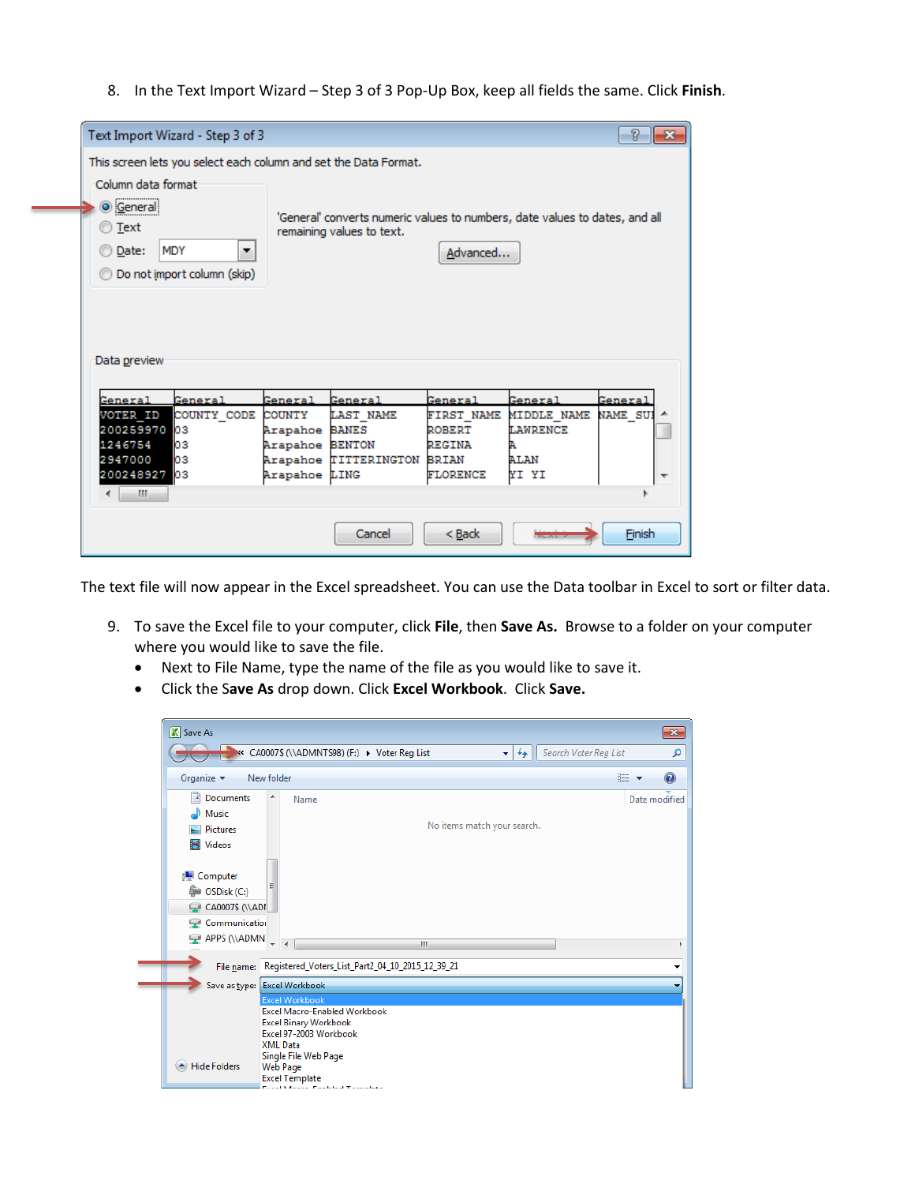8. In the Text Import Wizard – Step 3 of 3 Pop-Up Box, keep all fields the same. Click **Finish**.

The text file will now appear in the Excel spreadsheet. You can use the Data toolbar in Excel to sort or filter data.

9. To save the Excel file to your computer, click **File**, then **Save As.** Browse to a folder on your computer where you would like to save the file.
   - Next to File Name, type the name of the file as you would like to save it.
   - Click the Save **As** drop down. Click **Excel Workbook**. Click **Save.**